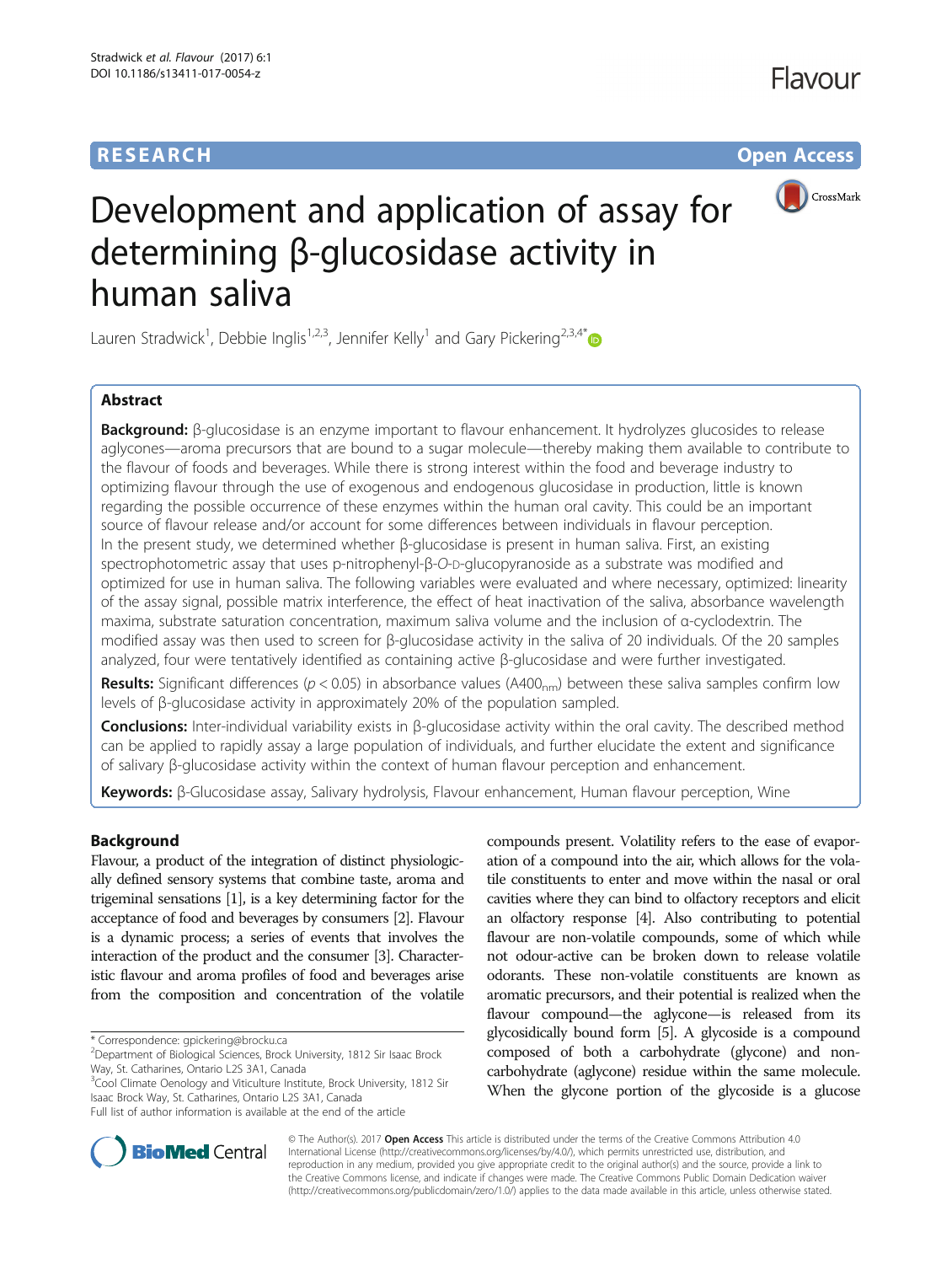RESEARCH

Open Access

# Development and application of assay for determining β-glucosidase activity in human saliva

Lauren Stradwick[1], Debbie Inglis[1,2,3], Jennifer Kelly[1] and Gary Pickering[2,3,4*]

## Abstract

**Background:** β-glucosidase is an enzyme important to flavour enhancement. It hydrolyzes glucosides to release aglycones—aroma precursors that are bound to a sugar molecule—thereby making them available to contribute to the flavour of foods and beverages. While there is strong interest within the food and beverage industry to optimizing flavour through the use of exogenous and endogenous glucosidase in production, little is known regarding the possible occurrence of these enzymes within the human oral cavity. This could be an important source of flavour release and/or account for some differences between individuals in flavour perception. In the present study, we determined whether β-glucosidase is present in human saliva. First, an existing spectrophotometric assay that uses p-nitrophenyl-β-*O*-D-glucopyranoside as a substrate was modified and optimized for use in human saliva. The following variables were evaluated and where necessary, optimized: linearity of the assay signal, possible matrix interference, the effect of heat inactivation of the saliva, absorbance wavelength maxima, substrate saturation concentration, maximum saliva volume and the inclusion of α-cyclodextrin. The modified assay was then used to screen for β-glucosidase activity in the saliva of 20 individuals. Of the 20 samples analyzed, four were tentatively identified as containing active β-glucosidase and were further investigated.

**Results:** Significant differences ($p < 0.05$) in absorbance values ($A400_{nm}$) between these saliva samples confirm low levels of β-glucosidase activity in approximately 20% of the population sampled.

**Conclusions:** Inter-individual variability exists in β-glucosidase activity within the oral cavity. The described method can be applied to rapidly assay a large population of individuals, and further elucidate the extent and significance of salivary β-glucosidase activity within the context of human flavour perception and enhancement.

**Keywords:** β-Glucosidase assay, Salivary hydrolysis, Flavour enhancement, Human flavour perception, Wine

## Background

Flavour, a product of the integration of distinct physiologically defined sensory systems that combine taste, aroma and trigeminal sensations [1], is a key determining factor for the acceptance of food and beverages by consumers [2]. Flavour is a dynamic process; a series of events that involves the interaction of the product and the consumer [3]. Characteristic flavour and aroma profiles of food and beverages arise from the composition and concentration of the volatile compounds present. Volatility refers to the ease of evaporation of a compound into the air, which allows for the volatile constituents to enter and move within the nasal or oral cavities where they can bind to olfactory receptors and elicit an olfactory response [4]. Also contributing to potential flavour are non-volatile compounds, some of which while not odour-active can be broken down to release volatile odorants. These non-volatile constituents are known as aromatic precursors, and their potential is realized when the flavour compound—the aglycone—is released from its glycosidically bound form [5]. A glycoside is a compound composed of both a carbohydrate (glycone) and non-carbohydrate (aglycone) residue within the same molecule. When the glycone portion of the glycoside is a glucose

\* Correspondence: gpickering@brocku.ca

[2]Department of Biological Sciences, Brock University, 1812 Sir Isaac Brock Way, St. Catharines, Ontario L2S 3A1, Canada

[3]Cool Climate Oenology and Viticulture Institute, Brock University, 1812 Sir Isaac Brock Way, St. Catharines, Ontario L2S 3A1, Canada

Full list of author information is available at the end of the article

© The Author(s). 2017 **Open Access** This article is distributed under the terms of the Creative Commons Attribution 4.0 International License (http://creativecommons.org/licenses/by/4.0/), which permits unrestricted use, distribution, and reproduction in any medium, provided you give appropriate credit to the original author(s) and the source, provide a link to the Creative Commons license, and indicate if changes were made. The Creative Commons Public Domain Dedication waiver (http://creativecommons.org/publicdomain/zero/1.0/) applies to the data made available in this article, unless otherwise stated.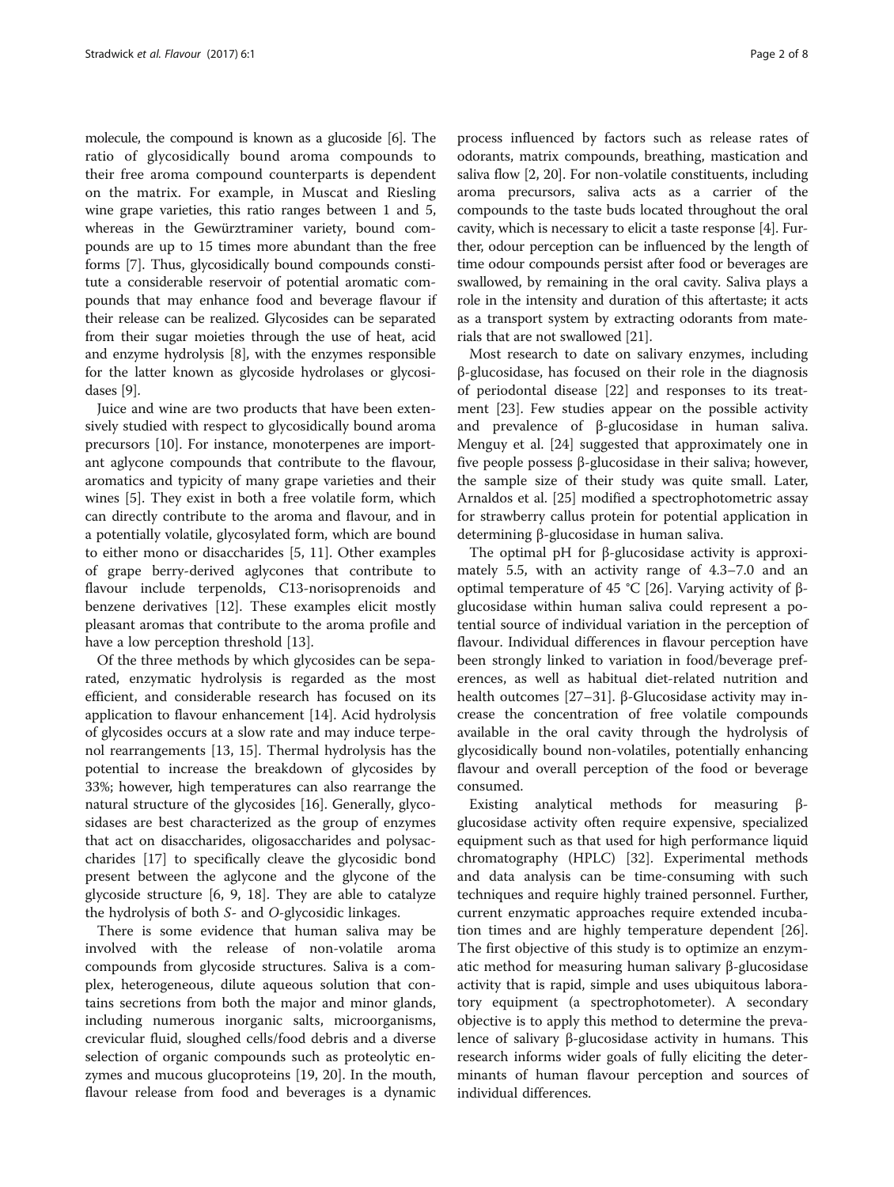molecule, the compound is known as a glucoside [6]. The ratio of glycosidically bound aroma compounds to their free aroma compound counterparts is dependent on the matrix. For example, in Muscat and Riesling wine grape varieties, this ratio ranges between 1 and 5, whereas in the Gewürztraminer variety, bound compounds are up to 15 times more abundant than the free forms [7]. Thus, glycosidically bound compounds constitute a considerable reservoir of potential aromatic compounds that may enhance food and beverage flavour if their release can be realized. Glycosides can be separated from their sugar moieties through the use of heat, acid and enzyme hydrolysis [8], with the enzymes responsible for the latter known as glycoside hydrolases or glycosidases [9].

Juice and wine are two products that have been extensively studied with respect to glycosidically bound aroma precursors [10]. For instance, monoterpenes are important aglycone compounds that contribute to the flavour, aromatics and typicity of many grape varieties and their wines [5]. They exist in both a free volatile form, which can directly contribute to the aroma and flavour, and in a potentially volatile, glycosylated form, which are bound to either mono or disaccharides [5, 11]. Other examples of grape berry-derived aglycones that contribute to flavour include terpenolds, C13-norisoprenoids and benzene derivatives [12]. These examples elicit mostly pleasant aromas that contribute to the aroma profile and have a low perception threshold [13].

Of the three methods by which glycosides can be separated, enzymatic hydrolysis is regarded as the most efficient, and considerable research has focused on its application to flavour enhancement [14]. Acid hydrolysis of glycosides occurs at a slow rate and may induce terpenol rearrangements [13, 15]. Thermal hydrolysis has the potential to increase the breakdown of glycosides by 33%; however, high temperatures can also rearrange the natural structure of the glycosides [16]. Generally, glycosidases are best characterized as the group of enzymes that act on disaccharides, oligosaccharides and polysaccharides [17] to specifically cleave the glycosidic bond present between the aglycone and the glycone of the glycoside structure [6, 9, 18]. They are able to catalyze the hydrolysis of both *S*- and *O*-glycosidic linkages.

There is some evidence that human saliva may be involved with the release of non-volatile aroma compounds from glycoside structures. Saliva is a complex, heterogeneous, dilute aqueous solution that contains secretions from both the major and minor glands, including numerous inorganic salts, microorganisms, crevicular fluid, sloughed cells/food debris and a diverse selection of organic compounds such as proteolytic enzymes and mucous glucoproteins [19, 20]. In the mouth, flavour release from food and beverages is a dynamic process influenced by factors such as release rates of odorants, matrix compounds, breathing, mastication and saliva flow [2, 20]. For non-volatile constituents, including aroma precursors, saliva acts as a carrier of the compounds to the taste buds located throughout the oral cavity, which is necessary to elicit a taste response [4]. Further, odour perception can be influenced by the length of time odour compounds persist after food or beverages are swallowed, by remaining in the oral cavity. Saliva plays a role in the intensity and duration of this aftertaste; it acts as a transport system by extracting odorants from materials that are not swallowed [21].

Most research to date on salivary enzymes, including β-glucosidase, has focused on their role in the diagnosis of periodontal disease [22] and responses to its treatment [23]. Few studies appear on the possible activity and prevalence of β-glucosidase in human saliva. Menguy et al. [24] suggested that approximately one in five people possess β-glucosidase in their saliva; however, the sample size of their study was quite small. Later, Arnaldos et al. [25] modified a spectrophotometric assay for strawberry callus protein for potential application in determining β-glucosidase in human saliva.

The optimal pH for β-glucosidase activity is approximately 5.5, with an activity range of 4.3–7.0 and an optimal temperature of 45 °C [26]. Varying activity of β-glucosidase within human saliva could represent a potential source of individual variation in the perception of flavour. Individual differences in flavour perception have been strongly linked to variation in food/beverage preferences, as well as habitual diet-related nutrition and health outcomes [27–31]. β-Glucosidase activity may increase the concentration of free volatile compounds available in the oral cavity through the hydrolysis of glycosidically bound non-volatiles, potentially enhancing flavour and overall perception of the food or beverage consumed.

Existing analytical methods for measuring β-glucosidase activity often require expensive, specialized equipment such as that used for high performance liquid chromatography (HPLC) [32]. Experimental methods and data analysis can be time-consuming with such techniques and require highly trained personnel. Further, current enzymatic approaches require extended incubation times and are highly temperature dependent [26]. The first objective of this study is to optimize an enzymatic method for measuring human salivary β-glucosidase activity that is rapid, simple and uses ubiquitous laboratory equipment (a spectrophotometer). A secondary objective is to apply this method to determine the prevalence of salivary β-glucosidase activity in humans. This research informs wider goals of fully eliciting the determinants of human flavour perception and sources of individual differences.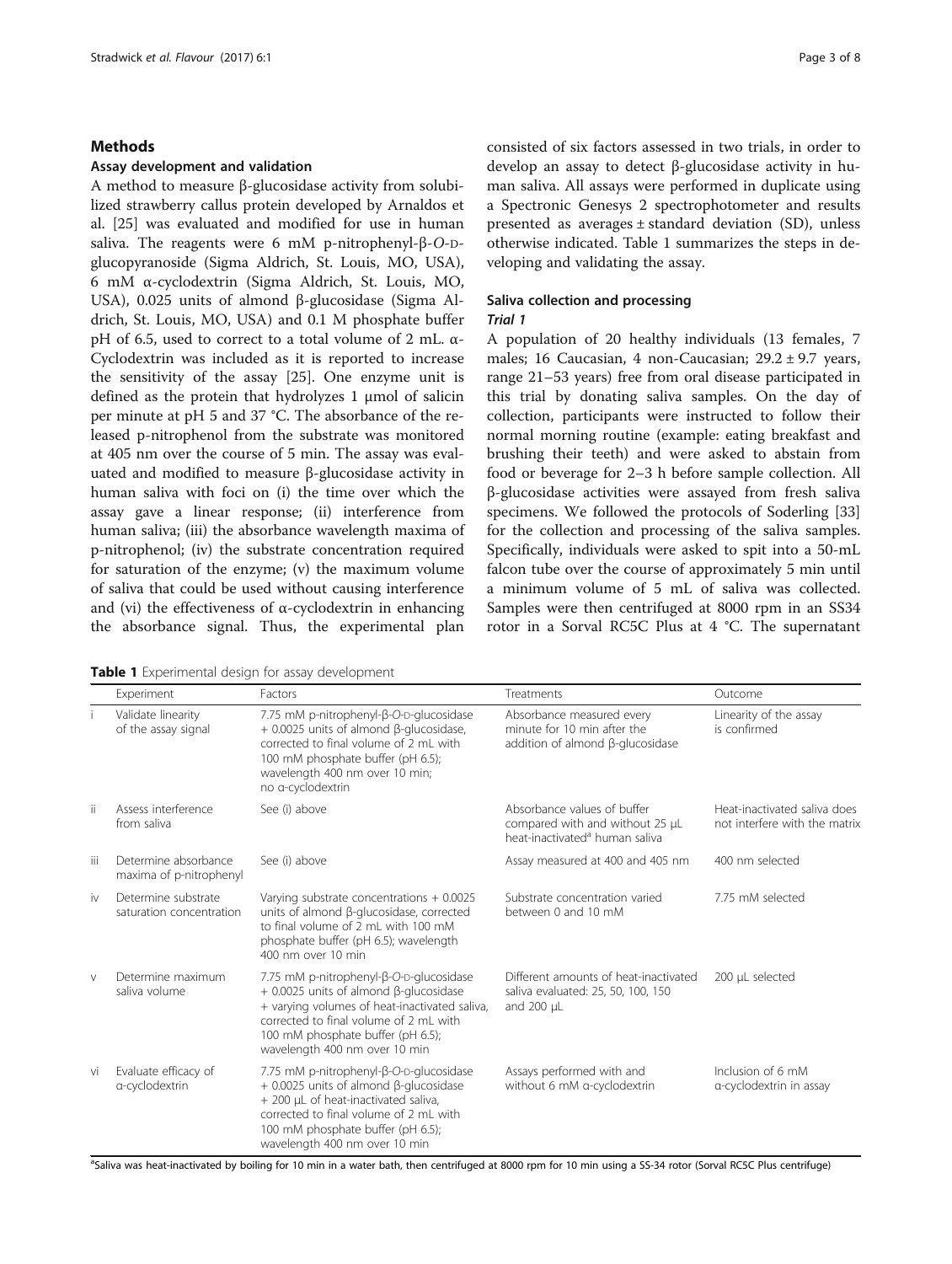## Methods

### Assay development and validation

A method to measure β-glucosidase activity from solubilized strawberry callus protein developed by Arnaldos et al. [25] was evaluated and modified for use in human saliva. The reagents were 6 mM p-nitrophenyl-β-*O*-D-glucopyranoside (Sigma Aldrich, St. Louis, MO, USA), 6 mM α-cyclodextrin (Sigma Aldrich, St. Louis, MO, USA), 0.025 units of almond β-glucosidase (Sigma Aldrich, St. Louis, MO, USA) and 0.1 M phosphate buffer pH of 6.5, used to correct to a total volume of 2 mL. α-Cyclodextrin was included as it is reported to increase the sensitivity of the assay [25]. One enzyme unit is defined as the protein that hydrolyzes 1 μmol of salicin per minute at pH 5 and 37 °C. The absorbance of the released p-nitrophenol from the substrate was monitored at 405 nm over the course of 5 min. The assay was evaluated and modified to measure β-glucosidase activity in human saliva with foci on (i) the time over which the assay gave a linear response; (ii) interference from human saliva; (iii) the absorbance wavelength maxima of p-nitrophenol; (iv) the substrate concentration required for saturation of the enzyme; (v) the maximum volume of saliva that could be used without causing interference and (vi) the effectiveness of α-cyclodextrin in enhancing the absorbance signal. Thus, the experimental plan consisted of six factors assessed in two trials, in order to develop an assay to detect β-glucosidase activity in human saliva. All assays were performed in duplicate using a Spectronic Genesys 2 spectrophotometer and results presented as averages ± standard deviation (SD), unless otherwise indicated. Table 1 summarizes the steps in developing and validating the assay.

### Saliva collection and processing

#### *Trial 1*

A population of 20 healthy individuals (13 females, 7 males; 16 Caucasian, 4 non-Caucasian; 29.2 ± 9.7 years, range 21–53 years) free from oral disease participated in this trial by donating saliva samples. On the day of collection, participants were instructed to follow their normal morning routine (example: eating breakfast and brushing their teeth) and were asked to abstain from food or beverage for 2–3 h before sample collection. All β-glucosidase activities were assayed from fresh saliva specimens. We followed the protocols of Soderling [33] for the collection and processing of the saliva samples. Specifically, individuals were asked to spit into a 50-mL falcon tube over the course of approximately 5 min until a minimum volume of 5 mL of saliva was collected. Samples were then centrifuged at 8000 rpm in an SS34 rotor in a Sorval RC5C Plus at 4 °C. The supernatant

**Table 1** Experimental design for assay development

| | Experiment | Factors | Treatments | Outcome |
|---|---|---|---|---|
| i | Validate linearity of the assay signal | 7.75 mM p-nitrophenyl-β-*O*-D-glucosidase + 0.0025 units of almond β-glucosidase, corrected to final volume of 2 mL with 100 mM phosphate buffer (pH 6.5); wavelength 400 nm over 10 min; no α-cyclodextrin | Absorbance measured every minute for 10 min after the addition of almond β-glucosidase | Linearity of the assay is confirmed |
| ii | Assess interference from saliva | See (i) above | Absorbance values of buffer compared with and without 25 μL heat-inactivated[a] human saliva | Heat-inactivated saliva does not interfere with the matrix |
| iii | Determine absorbance maxima of p-nitrophenyl | See (i) above | Assay measured at 400 and 405 nm | 400 nm selected |
| iv | Determine substrate saturation concentration | Varying substrate concentrations + 0.0025 units of almond β-glucosidase, corrected to final volume of 2 mL with 100 mM phosphate buffer (pH 6.5); wavelength 400 nm over 10 min | Substrate concentration varied between 0 and 10 mM | 7.75 mM selected |
| v | Determine maximum saliva volume | 7.75 mM p-nitrophenyl-β-*O*-D-glucosidase + 0.0025 units of almond β-glucosidase + varying volumes of heat-inactivated saliva, corrected to final volume of 2 mL with 100 mM phosphate buffer (pH 6.5); wavelength 400 nm over 10 min | Different amounts of heat-inactivated saliva evaluated: 25, 50, 100, 150 and 200 μL | 200 μL selected |
| vi | Evaluate efficacy of α-cyclodextrin | 7.75 mM p-nitrophenyl-β-*O*-D-glucosidase + 0.0025 units of almond β-glucosidase + 200 μL of heat-inactivated saliva, corrected to final volume of 2 mL with 100 mM phosphate buffer (pH 6.5); wavelength 400 nm over 10 min | Assays performed with and without 6 mM α-cyclodextrin | Inclusion of 6 mM α-cyclodextrin in assay |

[a]Saliva was heat-inactivated by boiling for 10 min in a water bath, then centrifuged at 8000 rpm for 10 min using a SS-34 rotor (Sorval RC5C Plus centrifuge)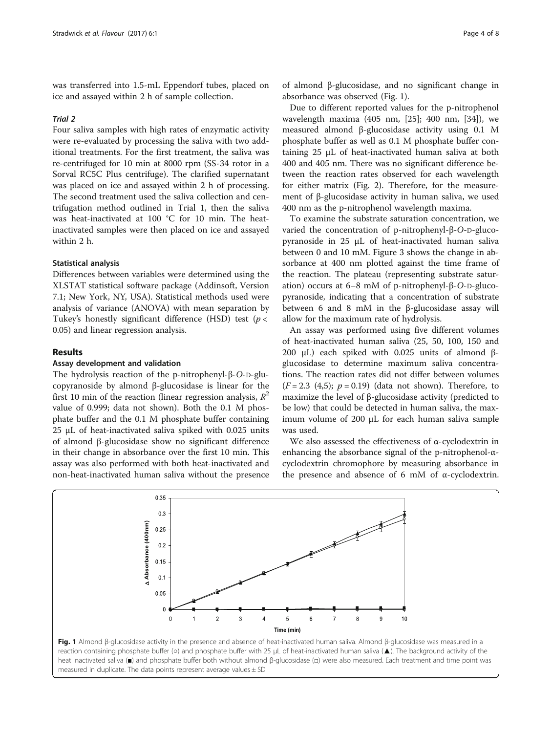was transferred into 1.5-mL Eppendorf tubes, placed on ice and assayed within 2 h of sample collection.

#### *Trial 2*

Four saliva samples with high rates of enzymatic activity were re-evaluated by processing the saliva with two additional treatments. For the first treatment, the saliva was re-centrifuged for 10 min at 8000 rpm (SS-34 rotor in a Sorval RC5C Plus centrifuge). The clarified supernatant was placed on ice and assayed within 2 h of processing. The second treatment used the saliva collection and centrifugation method outlined in Trial 1, then the saliva was heat-inactivated at 100 °C for 10 min. The heat-inactivated samples were then placed on ice and assayed within 2 h.

### Statistical analysis

Differences between variables were determined using the XLSTAT statistical software package (Addinsoft, Version 7.1; New York, NY, USA). Statistical methods used were analysis of variance (ANOVA) with mean separation by Tukey's honestly significant difference (HSD) test ($p < 0.05$) and linear regression analysis.

## Results

### Assay development and validation

The hydrolysis reaction of the p-nitrophenyl-β-*O*-D-glucopyranoside by almond β-glucosidase is linear for the first 10 min of the reaction (linear regression analysis, $R^2$ value of 0.999; data not shown). Both the 0.1 M phosphate buffer and the 0.1 M phosphate buffer containing 25 μL of heat-inactivated saliva spiked with 0.025 units of almond β-glucosidase show no significant difference in their change in absorbance over the first 10 min. This assay was also performed with both heat-inactivated and non-heat-inactivated human saliva without the presence of almond β-glucosidase, and no significant change in absorbance was observed (Fig. 1).

Due to different reported values for the p-nitrophenol wavelength maxima (405 nm, [25]; 400 nm, [34]), we measured almond β-glucosidase activity using 0.1 M phosphate buffer as well as 0.1 M phosphate buffer containing 25 μL of heat-inactivated human saliva at both 400 and 405 nm. There was no significant difference between the reaction rates observed for each wavelength for either matrix (Fig. 2). Therefore, for the measurement of β-glucosidase activity in human saliva, we used 400 nm as the p-nitrophenol wavelength maxima.

To examine the substrate saturation concentration, we varied the concentration of p-nitrophenyl-β-*O*-D-glucopyranoside in 25 μL of heat-inactivated human saliva between 0 and 10 mM. Figure 3 shows the change in absorbance at 400 nm plotted against the time frame of the reaction. The plateau (representing substrate saturation) occurs at 6–8 mM of p-nitrophenyl-β-*O*-D-glucopyranoside, indicating that a concentration of substrate between 6 and 8 mM in the β-glucosidase assay will allow for the maximum rate of hydrolysis.

An assay was performed using five different volumes of heat-inactivated human saliva (25, 50, 100, 150 and 200 μL) each spiked with 0.025 units of almond β-glucosidase to determine maximum saliva concentrations. The reaction rates did not differ between volumes ($F = 2.3$ (4,5); $p = 0.19$) (data not shown). Therefore, to maximize the level of β-glucosidase activity (predicted to be low) that could be detected in human saliva, the maximum volume of 200 μL for each human saliva sample was used.

We also assessed the effectiveness of α-cyclodextrin in enhancing the absorbance signal of the p-nitrophenol-α-cyclodextrin chromophore by measuring absorbance in the presence and absence of 6 mM of α-cyclodextrin.

**Fig. 1** Almond β-glucosidase activity in the presence and absence of heat-inactivated human saliva. Almond β-glucosidase was measured in a reaction containing phosphate buffer (○) and phosphate buffer with 25 μL of heat-inactivated human saliva (▲). The background activity of the heat inactivated saliva (■) and phosphate buffer both without almond β-glucosidase (□) were also measured. Each treatment and time point was measured in duplicate. The data points represent average values ± SD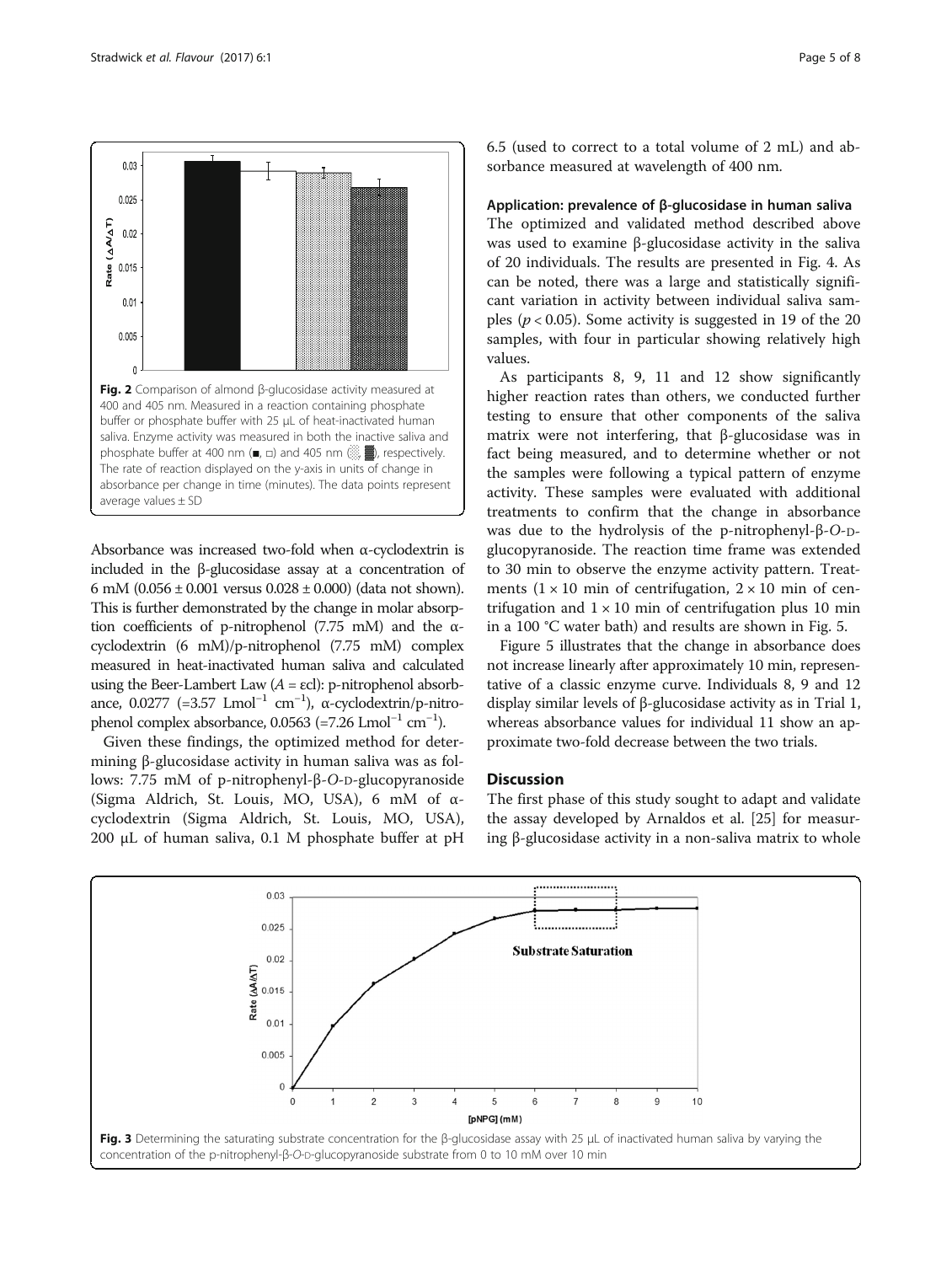Fig. 2 Comparison of almond β-glucosidase activity measured at 400 and 405 nm. Measured in a reaction containing phosphate buffer or phosphate buffer with 25 μL of heat-inactivated human saliva. Enzyme activity was measured in both the inactive saliva and phosphate buffer at 400 nm (■, □) and 405 nm (░, ▓), respectively. The rate of reaction displayed on the y-axis in units of change in absorbance per change in time (minutes). The data points represent average values ± SD

Absorbance was increased two-fold when α-cyclodextrin is included in the β-glucosidase assay at a concentration of 6 mM (0.056 ± 0.001 versus 0.028 ± 0.000) (data not shown). This is further demonstrated by the change in molar absorption coefficients of p-nitrophenol (7.75 mM) and the α-cyclodextrin (6 mM)/p-nitrophenol (7.75 mM) complex measured in heat-inactivated human saliva and calculated using the Beer-Lambert Law ($A = \varepsilon cl$): p-nitrophenol absorbance, 0.0277 (=3.57 $\mathrm{Lmol^{-1}\ cm^{-1}}$), α-cyclodextrin/p-nitrophenol complex absorbance, 0.0563 (=7.26 $\mathrm{Lmol^{-1}\ cm^{-1}}$).

Given these findings, the optimized method for determining β-glucosidase activity in human saliva was as follows: 7.75 mM of p-nitrophenyl-β-*O*-D-glucopyranoside (Sigma Aldrich, St. Louis, MO, USA), 6 mM of α-cyclodextrin (Sigma Aldrich, St. Louis, MO, USA), 200 μL of human saliva, 0.1 M phosphate buffer at pH 6.5 (used to correct to a total volume of 2 mL) and absorbance measured at wavelength of 400 nm.

### Application: prevalence of β-glucosidase in human saliva

The optimized and validated method described above was used to examine β-glucosidase activity in the saliva of 20 individuals. The results are presented in Fig. 4. As can be noted, there was a large and statistically significant variation in activity between individual saliva samples ($p < 0.05$). Some activity is suggested in 19 of the 20 samples, with four in particular showing relatively high values.

As participants 8, 9, 11 and 12 show significantly higher reaction rates than others, we conducted further testing to ensure that other components of the saliva matrix were not interfering, that β-glucosidase was in fact being measured, and to determine whether or not the samples were following a typical pattern of enzyme activity. These samples were evaluated with additional treatments to confirm that the change in absorbance was due to the hydrolysis of the p-nitrophenyl-β-*O*-D-glucopyranoside. The reaction time frame was extended to 30 min to observe the enzyme activity pattern. Treatments (1 × 10 min of centrifugation, 2 × 10 min of centrifugation and 1 × 10 min of centrifugation plus 10 min in a 100 °C water bath) and results are shown in Fig. 5.

Figure 5 illustrates that the change in absorbance does not increase linearly after approximately 10 min, representative of a classic enzyme curve. Individuals 8, 9 and 12 display similar levels of β-glucosidase activity as in Trial 1, whereas absorbance values for individual 11 show an approximate two-fold decrease between the two trials.

## Discussion

The first phase of this study sought to adapt and validate the assay developed by Arnaldos et al. [25] for measuring β-glucosidase activity in a non-saliva matrix to whole

Fig. 3 Determining the saturating substrate concentration for the β-glucosidase assay with 25 μL of inactivated human saliva by varying the concentration of the p-nitrophenyl-β-*O*-D-glucopyranoside substrate from 0 to 10 mM over 10 min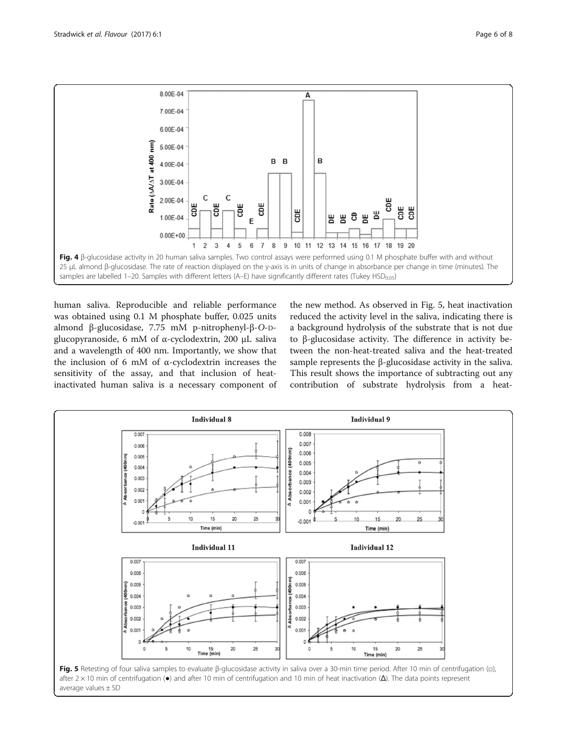Fig. 4 β-glucosidase activity in 20 human saliva samples. Two control assays were performed using 0.1 M phosphate buffer with and without 25 μL almond β-glucosidase. The rate of reaction displayed on the y-axis is in units of change in absorbance per change in time (minutes). The samples are labelled 1–20. Samples with different letters (A–E) have significantly different rates (Tukey $HSD_{0.05}$)

human saliva. Reproducible and reliable performance was obtained using 0.1 M phosphate buffer, 0.025 units almond β-glucosidase, 7.75 mM p-nitrophenyl-β-*O*-D-glucopyranoside, 6 mM of α-cyclodextrin, 200 μL saliva and a wavelength of 400 nm. Importantly, we show that the inclusion of 6 mM of α-cyclodextrin increases the sensitivity of the assay, and that inclusion of heat-inactivated human saliva is a necessary component of the new method. As observed in Fig. 5, heat inactivation reduced the activity level in the saliva, indicating there is a background hydrolysis of the substrate that is not due to β-glucosidase activity. The difference in activity between the non-heat-treated saliva and the heat-treated sample represents the β-glucosidase activity in the saliva. This result shows the importance of subtracting out any contribution of substrate hydrolysis from a heat-

Fig. 5 Retesting of four saliva samples to evaluate β-glucosidase activity in saliva over a 30-min time period. After 10 min of centrifugation (□), after 2 × 10 min of centrifugation (●) and after 10 min of centrifugation and 10 min of heat inactivation (Δ). The data points represent average values ± SD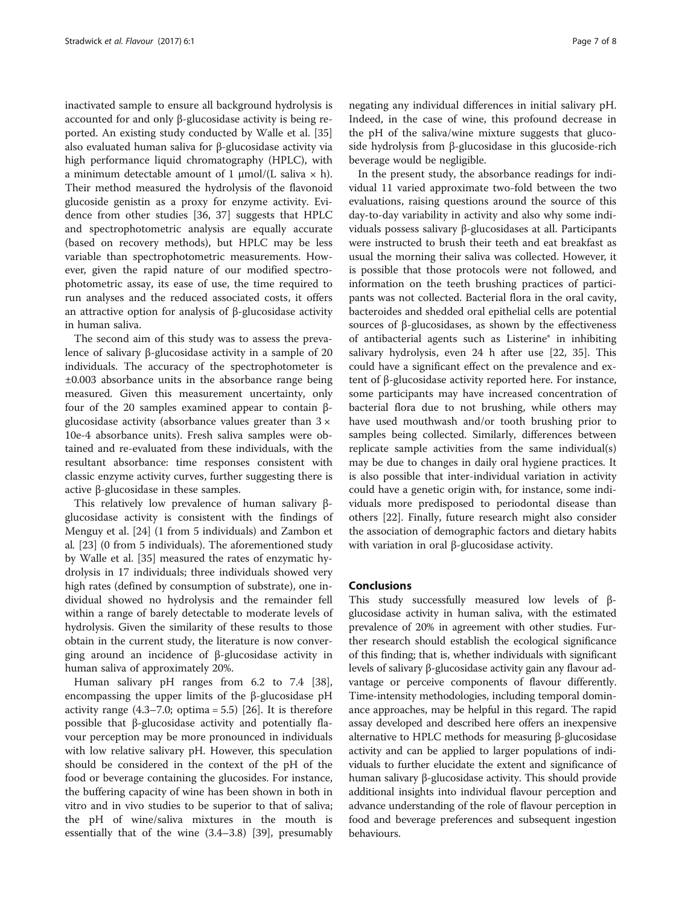inactivated sample to ensure all background hydrolysis is accounted for and only β-glucosidase activity is being reported. An existing study conducted by Walle et al. [35] also evaluated human saliva for β-glucosidase activity via high performance liquid chromatography (HPLC), with a minimum detectable amount of 1 μmol/(L saliva × h). Their method measured the hydrolysis of the flavonoid glucoside genistin as a proxy for enzyme activity. Evidence from other studies [36, 37] suggests that HPLC and spectrophotometric analysis are equally accurate (based on recovery methods), but HPLC may be less variable than spectrophotometric measurements. However, given the rapid nature of our modified spectrophotometric assay, its ease of use, the time required to run analyses and the reduced associated costs, it offers an attractive option for analysis of β-glucosidase activity in human saliva.

The second aim of this study was to assess the prevalence of salivary β-glucosidase activity in a sample of 20 individuals. The accuracy of the spectrophotometer is ±0.003 absorbance units in the absorbance range being measured. Given this measurement uncertainty, only four of the 20 samples examined appear to contain β-glucosidase activity (absorbance values greater than 3 × 10e-4 absorbance units). Fresh saliva samples were obtained and re-evaluated from these individuals, with the resultant absorbance: time responses consistent with classic enzyme activity curves, further suggesting there is active β-glucosidase in these samples.

This relatively low prevalence of human salivary β-glucosidase activity is consistent with the findings of Menguy et al. [24] (1 from 5 individuals) and Zambon et al. [23] (0 from 5 individuals). The aforementioned study by Walle et al. [35] measured the rates of enzymatic hydrolysis in 17 individuals; three individuals showed very high rates (defined by consumption of substrate), one individual showed no hydrolysis and the remainder fell within a range of barely detectable to moderate levels of hydrolysis. Given the similarity of these results to those obtain in the current study, the literature is now converging around an incidence of β-glucosidase activity in human saliva of approximately 20%.

Human salivary pH ranges from 6.2 to 7.4 [38], encompassing the upper limits of the β-glucosidase pH activity range (4.3–7.0; optima = 5.5) [26]. It is therefore possible that β-glucosidase activity and potentially flavour perception may be more pronounced in individuals with low relative salivary pH. However, this speculation should be considered in the context of the pH of the food or beverage containing the glucosides. For instance, the buffering capacity of wine has been shown in both in vitro and in vivo studies to be superior to that of saliva; the pH of wine/saliva mixtures in the mouth is essentially that of the wine (3.4–3.8) [39], presumably negating any individual differences in initial salivary pH. Indeed, in the case of wine, this profound decrease in the pH of the saliva/wine mixture suggests that glucoside hydrolysis from β-glucosidase in this glucoside-rich beverage would be negligible.

In the present study, the absorbance readings for individual 11 varied approximate two-fold between the two evaluations, raising questions around the source of this day-to-day variability in activity and also why some individuals possess salivary β-glucosidases at all. Participants were instructed to brush their teeth and eat breakfast as usual the morning their saliva was collected. However, it is possible that those protocols were not followed, and information on the teeth brushing practices of participants was not collected. Bacterial flora in the oral cavity, bacteroides and shedded oral epithelial cells are potential sources of β-glucosidases, as shown by the effectiveness of antibacterial agents such as Listerine® in inhibiting salivary hydrolysis, even 24 h after use [22, 35]. This could have a significant effect on the prevalence and extent of β-glucosidase activity reported here. For instance, some participants may have increased concentration of bacterial flora due to not brushing, while others may have used mouthwash and/or tooth brushing prior to samples being collected. Similarly, differences between replicate sample activities from the same individual(s) may be due to changes in daily oral hygiene practices. It is also possible that inter-individual variation in activity could have a genetic origin with, for instance, some individuals more predisposed to periodontal disease than others [22]. Finally, future research might also consider the association of demographic factors and dietary habits with variation in oral β-glucosidase activity.

## Conclusions

This study successfully measured low levels of β-glucosidase activity in human saliva, with the estimated prevalence of 20% in agreement with other studies. Further research should establish the ecological significance of this finding; that is, whether individuals with significant levels of salivary β-glucosidase activity gain any flavour advantage or perceive components of flavour differently. Time-intensity methodologies, including temporal dominance approaches, may be helpful in this regard. The rapid assay developed and described here offers an inexpensive alternative to HPLC methods for measuring β-glucosidase activity and can be applied to larger populations of individuals to further elucidate the extent and significance of human salivary β-glucosidase activity. This should provide additional insights into individual flavour perception and advance understanding of the role of flavour perception in food and beverage preferences and subsequent ingestion behaviours.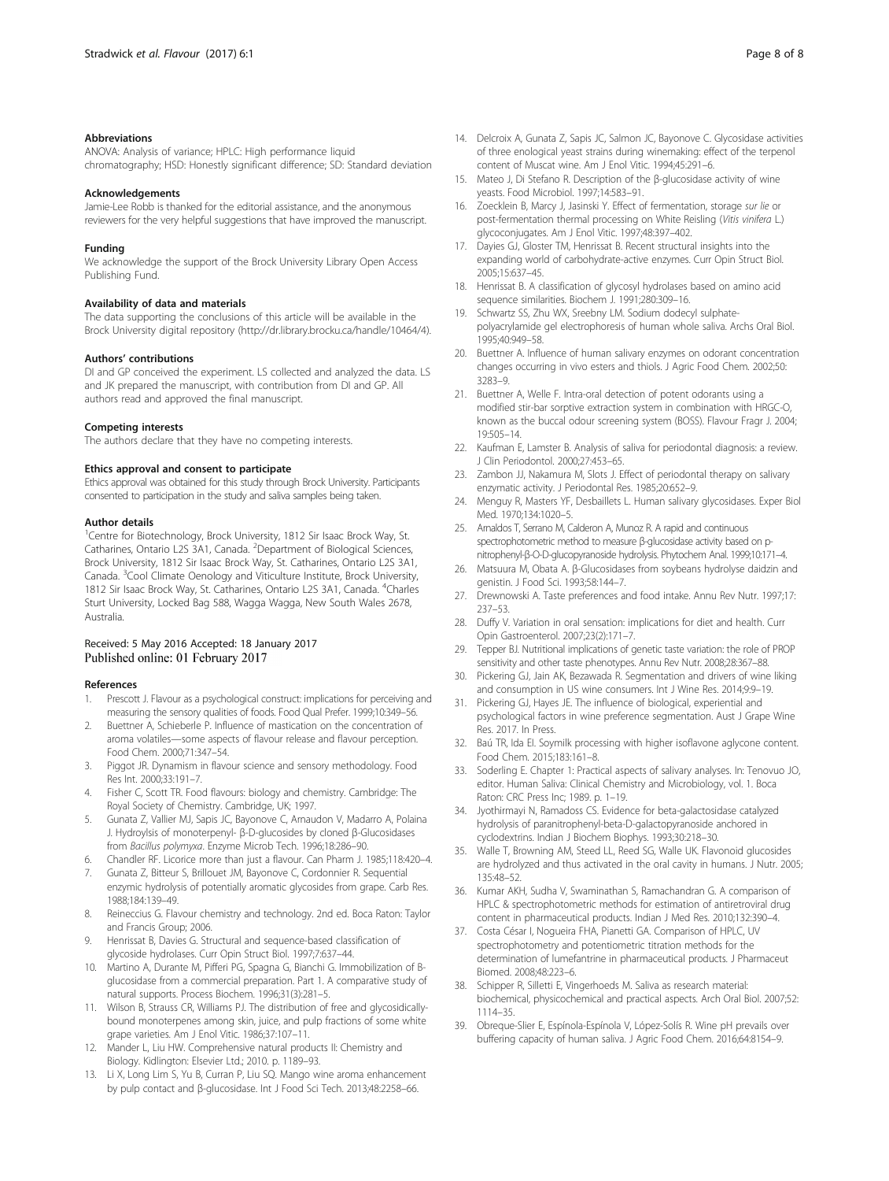### Abbreviations

ANOVA: Analysis of variance; HPLC: High performance liquid chromatography; HSD: Honestly significant difference; SD: Standard deviation

### Acknowledgements

Jamie-Lee Robb is thanked for the editorial assistance, and the anonymous reviewers for the very helpful suggestions that have improved the manuscript.

### Funding

We acknowledge the support of the Brock University Library Open Access Publishing Fund.

### Availability of data and materials

The data supporting the conclusions of this article will be available in the Brock University digital repository (http://dr.library.brocku.ca/handle/10464/4).

### Authors' contributions

DI and GP conceived the experiment. LS collected and analyzed the data. LS and JK prepared the manuscript, with contribution from DI and GP. All authors read and approved the final manuscript.

### Competing interests

The authors declare that they have no competing interests.

### Ethics approval and consent to participate

Ethics approval was obtained for this study through Brock University. Participants consented to participation in the study and saliva samples being taken.

### Author details

[1]Centre for Biotechnology, Brock University, 1812 Sir Isaac Brock Way, St. Catharines, Ontario L2S 3A1, Canada. [2]Department of Biological Sciences, Brock University, 1812 Sir Isaac Brock Way, St. Catharines, Ontario L2S 3A1, Canada. [3]Cool Climate Oenology and Viticulture Institute, Brock University, 1812 Sir Isaac Brock Way, St. Catharines, Ontario L2S 3A1, Canada. [4]Charles Sturt University, Locked Bag 588, Wagga Wagga, New South Wales 2678, Australia.

Received: 5 May 2016 Accepted: 18 January 2017
Published online: 01 February 2017

### References

1. Prescott J. Flavour as a psychological construct: implications for perceiving and measuring the sensory qualities of foods. Food Qual Prefer. 1999;10:349–56.
2. Buettner A, Schieberle P. Influence of mastication on the concentration of aroma volatiles—some aspects of flavour release and flavour perception. Food Chem. 2000;71:347–54.
3. Piggot JR. Dynamism in flavour science and sensory methodology. Food Res Int. 2000;33:191–7.
4. Fisher C, Scott TR. Food flavours: biology and chemistry. Cambridge: The Royal Society of Chemistry. Cambridge, UK; 1997.
5. Gunata Z, Vallier MJ, Sapis JC, Bayonove C, Arnaudon V, Madarro A, Polaina J. Hydroylsis of monoterpenyl- β-D-glucosides by cloned β-Glucosidases from *Bacillus polymyxa*. Enzyme Microb Tech. 1996;18:286–90.
6. Chandler RF. Licorice more than just a flavour. Can Pharm J. 1985;118:420–4.
7. Gunata Z, Bitteur S, Brillouet JM, Bayonove C, Cordonnier R. Sequential enzymic hydrolysis of potentially aromatic glycosides from grape. Carb Res. 1988;184:139–49.
8. Reineccius G. Flavour chemistry and technology. 2nd ed. Boca Raton: Taylor and Francis Group; 2006.
9. Henrissat B, Davies G. Structural and sequence-based classification of glycoside hydrolases. Curr Opin Struct Biol. 1997;7:637–44.
10. Martino A, Durante M, Pifferi PG, Spagna G, Bianchi G. Immobilization of B-glucosidase from a commercial preparation. Part 1. A comparative study of natural supports. Process Biochem. 1996;31(3):281–5.
11. Wilson B, Strauss CR, Williams PJ. The distribution of free and glycosidically-bound monoterpenes among skin, juice, and pulp fractions of some white grape varieties. Am J Enol Vitic. 1986;37:107–11.
12. Mander L, Liu HW. Comprehensive natural products II: Chemistry and Biology. Kidlington: Elsevier Ltd.; 2010. p. 1189–93.
13. Li X, Long Lim S, Yu B, Curran P, Liu SQ. Mango wine aroma enhancement by pulp contact and β-glucosidase. Int J Food Sci Tech. 2013;48:2258–66.
14. Delcroix A, Gunata Z, Sapis JC, Salmon JC, Bayonove C. Glycosidase activities of three enological yeast strains during winemaking: effect of the terpenol content of Muscat wine. Am J Enol Vitic. 1994;45:291–6.
15. Mateo J, Di Stefano R. Description of the β-glucosidase activity of wine yeasts. Food Microbiol. 1997;14:583–91.
16. Zoecklein B, Marcy J, Jasinski Y. Effect of fermentation, storage *sur lie* or post-fermentation thermal processing on White Reisling (*Vitis vinifera* L.) glycoconjugates. Am J Enol Vitic. 1997;48:397–402.
17. Dayies GJ, Gloster TM, Henrissat B. Recent structural insights into the expanding world of carbohydrate-active enzymes. Curr Opin Struct Biol. 2005;15:637–45.
18. Henrissat B. A classification of glycosyl hydrolases based on amino acid sequence similarities. Biochem J. 1991;280:309–16.
19. Schwartz SS, Zhu WX, Sreebny LM. Sodium dodecyl sulphate-polyacrylamide gel electrophoresis of human whole saliva. Archs Oral Biol. 1995;40:949–58.
20. Buettner A. Influence of human salivary enzymes on odorant concentration changes occurring in vivo esters and thiols. J Agric Food Chem. 2002;50:3283–9.
21. Buettner A, Welle F. Intra-oral detection of potent odorants using a modified stir-bar sorptive extraction system in combination with HRGC-O, known as the buccal odour screening system (BOSS). Flavour Fragr J. 2004;19:505–14.
22. Kaufman E, Lamster B. Analysis of saliva for periodontal diagnosis: a review. J Clin Periodontol. 2000;27:453–65.
23. Zambon JJ, Nakamura M, Slots J. Effect of periodontal therapy on salivary enzymatic activity. J Periodontal Res. 1985;20:652–9.
24. Menguy R, Masters YF, Desbaillets L. Human salivary glycosidases. Exper Biol Med. 1970;134:1020–5.
25. Arnaldos T, Serrano M, Calderon A, Munoz R. A rapid and continuous spectrophotometric method to measure β-glucosidase activity based on p-nitrophenyl-β-O-D-glucopyranoside hydrolysis. Phytochem Anal. 1999;10:171–4.
26. Matsuura M, Obata A. β-Glucosidases from soybeans hydrolyse daidzin and genistin. J Food Sci. 1993;58:144–7.
27. Drewnowski A. Taste preferences and food intake. Annu Rev Nutr. 1997;17:237–53.
28. Duffy V. Variation in oral sensation: implications for diet and health. Curr Opin Gastroenterol. 2007;23(2):171–7.
29. Tepper BJ. Nutritional implications of genetic taste variation: the role of PROP sensitivity and other taste phenotypes. Annu Rev Nutr. 2008;28:367–88.
30. Pickering GJ, Jain AK, Bezawada R. Segmentation and drivers of wine liking and consumption in US wine consumers. Int J Wine Res. 2014;9:9–19.
31. Pickering GJ, Hayes JE. The influence of biological, experiential and psychological factors in wine preference segmentation. Aust J Grape Wine Res. 2017. In Press.
32. Baú TR, Ida EI. Soymilk processing with higher isoflavone aglycone content. Food Chem. 2015;183:161–8.
33. Soderling E. Chapter 1: Practical aspects of salivary analyses. In: Tenovuo JO, editor. Human Saliva: Clinical Chemistry and Microbiology, vol. 1. Boca Raton: CRC Press Inc; 1989. p. 1–19.
34. Jyothirmayi N, Ramadoss CS. Evidence for beta-galactosidase catalyzed hydrolysis of paranitrophenyl-beta-D-galactopyranoside anchored in cyclodextrins. Indian J Biochem Biophys. 1993;30:218–30.
35. Walle T, Browning AM, Steed LL, Reed SG, Walle UK. Flavonoid glucosides are hydrolyzed and thus activated in the oral cavity in humans. J Nutr. 2005;135:48–52.
36. Kumar AKH, Sudha V, Swaminathan S, Ramachandran G. A comparison of HPLC & spectrophotometric methods for estimation of antiretroviral drug content in pharmaceutical products. Indian J Med Res. 2010;132:390–4.
37. Costa César I, Nogueira FHA, Pianetti GA. Comparison of HPLC, UV spectrophotometry and potentiometric titration methods for the determination of lumefantrine in pharmaceutical products. J Pharmaceut Biomed. 2008;48:223–6.
38. Schipper R, Silletti E, Vingerhoeds M. Saliva as research material: biochemical, physicochemical and practical aspects. Arch Oral Biol. 2007;52:1114–35.
39. Obreque-Slier E, Espínola-Espínola V, López-Solís R. Wine pH prevails over buffering capacity of human saliva. J Agric Food Chem. 2016;64:8154–9.